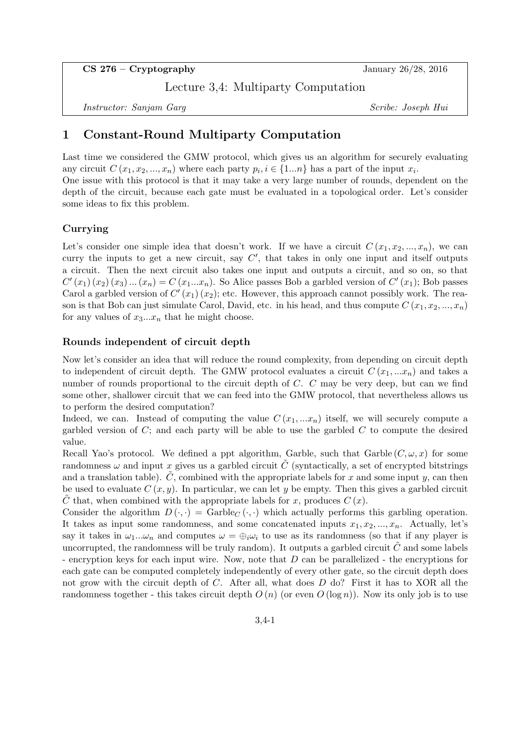CS 276 – Cryptography | January 26/28, 2016

Lecture 3,4: Multiparty Computation

*Instructor: Sanjam Garg* | *Scribe: Joseph Hui*

# 1 Constant-Round Multiparty Computation

Last time we considered the GMW protocol, which gives us an algorithm for securely evaluating any circuit $C(x_1, x_2, ..., x_n)$ where each party $p_i, i \in \{1...n\}$ has a part of the input $x_i$.
One issue with this protocol is that it may take a very large number of rounds, dependent on the depth of the circuit, because each gate must be evaluated in a topological order. Let's consider some ideas to fix this problem.

### Currying

Let's consider one simple idea that doesn't work. If we have a circuit $C(x_1, x_2, ..., x_n)$, we can curry the inputs to get a new circuit, say $C'$, that takes in only one input and itself outputs a circuit. Then the next circuit also takes one input and outputs a circuit, and so on, so that $C'(x_1)(x_2)(x_3)...(x_n) = C(x_1...x_n)$. So Alice passes Bob a garbled version of $C'(x_1)$; Bob passes Carol a garbled version of $C'(x_1)(x_2)$; etc. However, this approach cannot possibly work. The reason is that Bob can just simulate Carol, David, etc. in his head, and thus compute $C(x_1, x_2, ..., x_n)$ for any values of $x_3...x_n$ that he might choose.

### Rounds independent of circuit depth

Now let's consider an idea that will reduce the round complexity, from depending on circuit depth to independent of circuit depth. The GMW protocol evaluates a circuit $C(x_1, ...x_n)$ and takes a number of rounds proportional to the circuit depth of $C$. $C$ may be very deep, but can we find some other, shallower circuit that we can feed into the GMW protocol, that nevertheless allows us to perform the desired computation?
Indeed, we can. Instead of computing the value $C(x_1, ...x_n)$ itself, we will securely compute a garbled version of $C$; and each party will be able to use the garbled $C$ to compute the desired value.
Recall Yao's protocol. We defined a ppt algorithm, Garble, such that $\text{Garble}(C, \omega, x)$ for some randomness $\omega$ and input $x$ gives us a garbled circuit $\tilde{C}$ (syntactically, a set of encrypted bitstrings and a translation table). $\tilde{C}$, combined with the appropriate labels for $x$ and some input $y$, can then be used to evaluate $C(x, y)$. In particular, we can let $y$ be empty. Then this gives a garbled circuit $\tilde{C}$ that, when combined with the appropriate labels for $x$, produces $C(x)$.
Consider the algorithm $D(\cdot, \cdot) = \text{Garble}_C(\cdot, \cdot)$ which actually performs this garbling operation. It takes as input some randomness, and some concatenated inputs $x_1, x_2, ..., x_n$. Actually, let's say it takes in $\omega_1...\omega_n$ and computes $\omega = \oplus_i \omega_i$ to use as its randomness (so that if any player is uncorrupted, the randomness will be truly random). It outputs a garbled circuit $\tilde{C}$ and some labels - encryption keys for each input wire. Now, note that $D$ can be parallelized - the encryptions for each gate can be computed completely independently of every other gate, so the circuit depth does not grow with the circuit depth of $C$. After all, what does $D$ do? First it has to XOR all the randomness together - this takes circuit depth $O(n)$ (or even $O(\log n)$). Now its only job is to use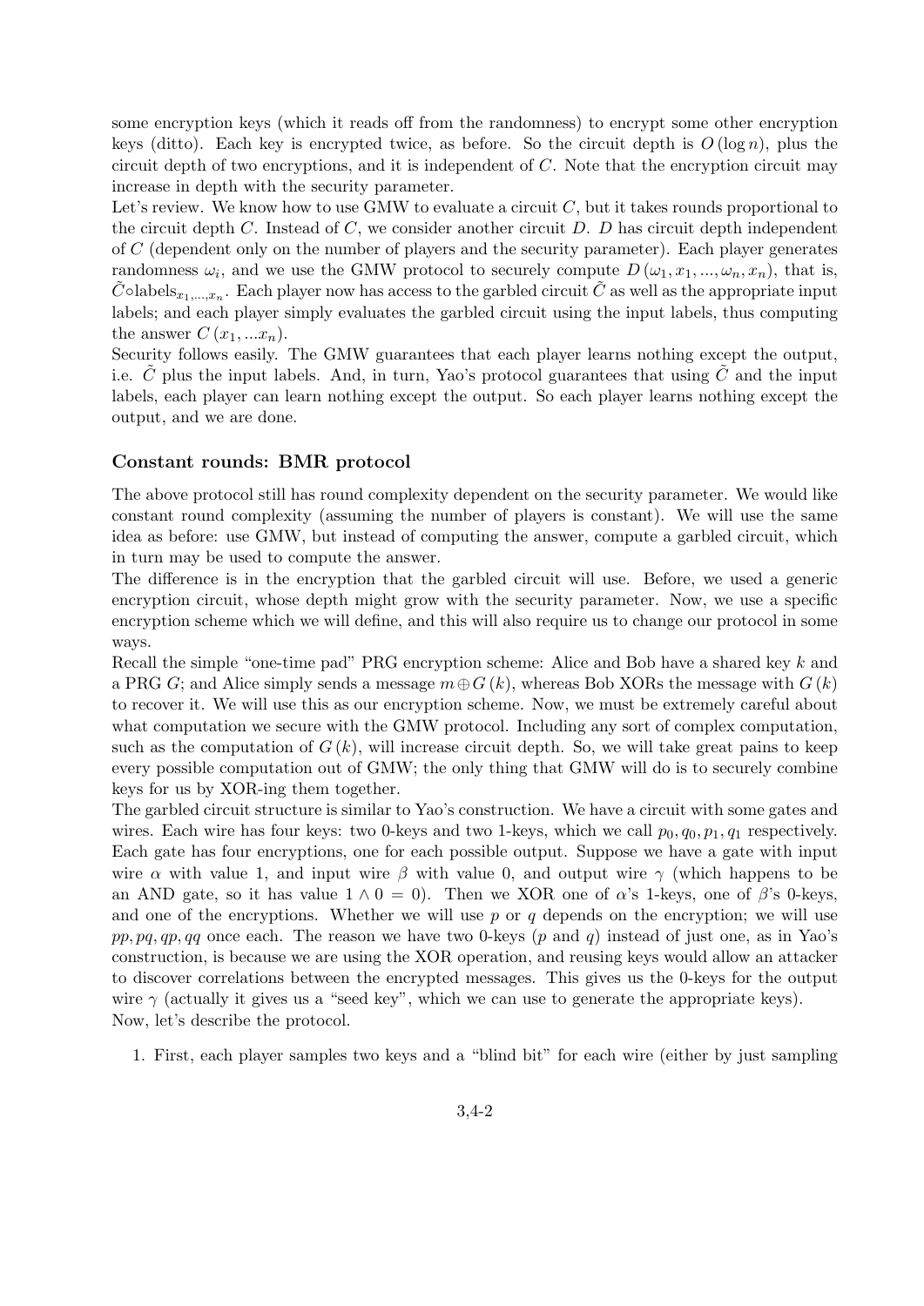some encryption keys (which it reads off from the randomness) to encrypt some other encryption keys (ditto). Each key is encrypted twice, as before. So the circuit depth is $O(\log n)$, plus the circuit depth of two encryptions, and it is independent of $C$. Note that the encryption circuit may increase in depth with the security parameter.

Let's review. We know how to use GMW to evaluate a circuit $C$, but it takes rounds proportional to the circuit depth $C$. Instead of $C$, we consider another circuit $D$. $D$ has circuit depth independent of $C$ (dependent only on the number of players and the security parameter). Each player generates randomness $\omega_i$, and we use the GMW protocol to securely compute $D(\omega_1, x_1, ..., \omega_n, x_n)$, that is, $\tilde{C} \circ \text{labels}_{x_1,...,x_n}$. Each player now has access to the garbled circuit $\tilde{C}$ as well as the appropriate input labels; and each player simply evaluates the garbled circuit using the input labels, thus computing the answer $C(x_1, ...x_n)$.

Security follows easily. The GMW guarantees that each player learns nothing except the output, i.e. $\tilde{C}$ plus the input labels. And, in turn, Yao's protocol guarantees that using $\tilde{C}$ and the input labels, each player can learn nothing except the output. So each player learns nothing except the output, and we are done.

### Constant rounds: BMR protocol

The above protocol still has round complexity dependent on the security parameter. We would like constant round complexity (assuming the number of players is constant). We will use the same idea as before: use GMW, but instead of computing the answer, compute a garbled circuit, which in turn may be used to compute the answer.

The difference is in the encryption that the garbled circuit will use. Before, we used a generic encryption circuit, whose depth might grow with the security parameter. Now, we use a specific encryption scheme which we will define, and this will also require us to change our protocol in some ways.

Recall the simple "one-time pad" PRG encryption scheme: Alice and Bob have a shared key $k$ and a PRG $G$; and Alice simply sends a message $m \oplus G(k)$, whereas Bob XORs the message with $G(k)$ to recover it. We will use this as our encryption scheme. Now, we must be extremely careful about what computation we secure with the GMW protocol. Including any sort of complex computation, such as the computation of $G(k)$, will increase circuit depth. So, we will take great pains to keep every possible computation out of GMW; the only thing that GMW will do is to securely combine keys for us by XOR-ing them together.

The garbled circuit structure is similar to Yao's construction. We have a circuit with some gates and wires. Each wire has four keys: two 0-keys and two 1-keys, which we call $p_0, q_0, p_1, q_1$ respectively. Each gate has four encryptions, one for each possible output. Suppose we have a gate with input wire $\alpha$ with value 1, and input wire $\beta$ with value 0, and output wire $\gamma$ (which happens to be an AND gate, so it has value $1 \wedge 0 = 0$). Then we XOR one of $\alpha$'s 1-keys, one of $\beta$'s 0-keys, and one of the encryptions. Whether we will use $p$ or $q$ depends on the encryption; we will use $pp, pq, qp, qq$ once each. The reason we have two 0-keys ($p$ and $q$) instead of just one, as in Yao's construction, is because we are using the XOR operation, and reusing keys would allow an attacker to discover correlations between the encrypted messages. This gives us the 0-keys for the output wire $\gamma$ (actually it gives us a "seed key", which we can use to generate the appropriate keys).

Now, let's describe the protocol.

1. First, each player samples two keys and a "blind bit" for each wire (either by just sampling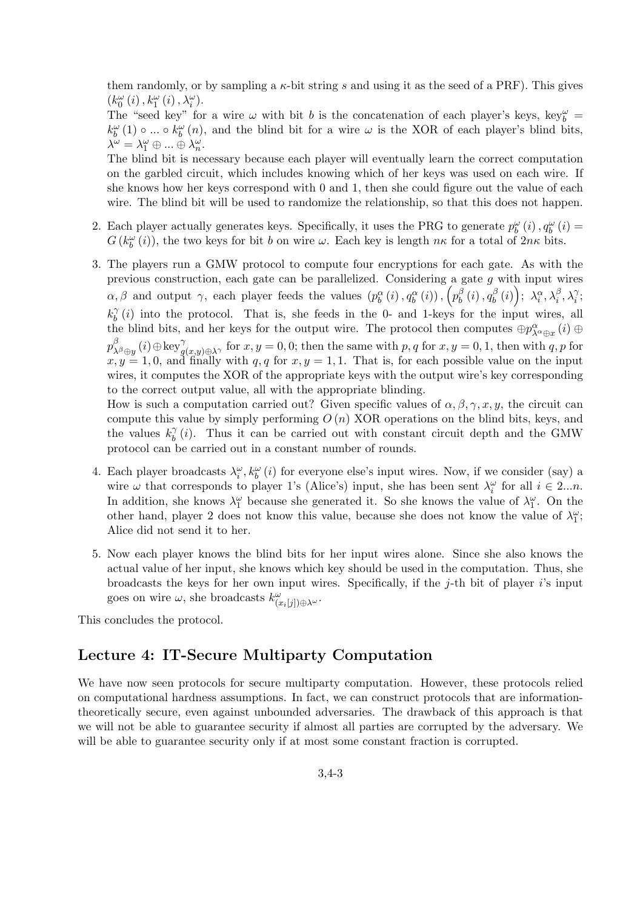them randomly, or by sampling a $\kappa$-bit string $s$ and using it as the seed of a PRF). This gives $(k_0^\omega(i), k_1^\omega(i), \lambda_i^\omega)$.

The "seed key" for a wire $\omega$ with bit $b$ is the concatenation of each player's keys, $\text{key}_b^\omega = k_b^\omega(1) \circ ... \circ k_b^\omega(n)$, and the blind bit for a wire $\omega$ is the XOR of each player's blind bits, $\lambda^\omega = \lambda_1^\omega \oplus ... \oplus \lambda_n^\omega$.

The blind bit is necessary because each player will eventually learn the correct computation on the garbled circuit, which includes knowing which of her keys was used on each wire. If she knows how her keys correspond with 0 and 1, then she could figure out the value of each wire. The blind bit will be used to randomize the relationship, so that this does not happen.

2. Each player actually generates keys. Specifically, it uses the PRG to generate $p_b^\omega(i), q_b^\omega(i) = G(k_b^\omega(i))$, the two keys for bit $b$ on wire $\omega$. Each key is length $n\kappa$ for a total of $2n\kappa$ bits.

3. The players run a GMW protocol to compute four encryptions for each gate. As with the previous construction, each gate can be parallelized. Considering a gate $g$ with input wires $\alpha, \beta$ and output $\gamma$, each player feeds the values $(p_b^\alpha(i), q_b^\alpha(i)), \left(p_b^\beta(i), q_b^\beta(i)\right);\ \lambda_i^\alpha, \lambda_i^\beta, \lambda_i^\gamma;$ $k_b^\gamma(i)$ into the protocol. That is, she feeds in the 0- and 1-keys for the input wires, all the blind bits, and her keys for the output wire. The protocol then computes $\oplus p_{\lambda^\alpha \oplus x}^\alpha(i) \oplus p_{\lambda^\beta \oplus y}^\beta(i) \oplus \text{key}_{g(x,y) \oplus \lambda^\gamma}^\gamma$ for $x, y = 0, 0$; then the same with $p, q$ for $x, y = 0, 1$, then with $q, p$ for $x, y = 1, 0$, and finally with $q, q$ for $x, y = 1, 1$. That is, for each possible value on the input wires, it computes the XOR of the appropriate keys with the output wire's key corresponding to the correct output value, all with the appropriate blinding.

   How is such a computation carried out? Given specific values of $\alpha, \beta, \gamma, x, y$, the circuit can compute this value by simply performing $O(n)$ XOR operations on the blind bits, keys, and the values $k_b^\gamma(i)$. Thus it can be carried out with constant circuit depth and the GMW protocol can be carried out in a constant number of rounds.

4. Each player broadcasts $\lambda_i^\omega, k_b^\omega(i)$ for everyone else's input wires. Now, if we consider (say) a wire $\omega$ that corresponds to player 1's (Alice's) input, she has been sent $\lambda_i^\omega$ for all $i \in 2...n$. In addition, she knows $\lambda_1^\omega$ because she generated it. So she knows the value of $\lambda_1^\omega$. On the other hand, player 2 does not know this value, because she does not know the value of $\lambda_1^\omega$; Alice did not send it to her.

5. Now each player knows the blind bits for her input wires alone. Since she also knows the actual value of her input, she knows which key should be used in the computation. Thus, she broadcasts the keys for her own input wires. Specifically, if the $j$-th bit of player $i$'s input goes on wire $\omega$, she broadcasts $k_{(x_i[j]) \oplus \lambda^\omega}^\omega$.

This concludes the protocol.

## Lecture 4: IT-Secure Multiparty Computation

We have now seen protocols for secure multiparty computation. However, these protocols relied on computational hardness assumptions. In fact, we can construct protocols that are information-theoretically secure, even against unbounded adversaries. The drawback of this approach is that we will not be able to guarantee security if almost all parties are corrupted by the adversary. We will be able to guarantee security only if at most some constant fraction is corrupted.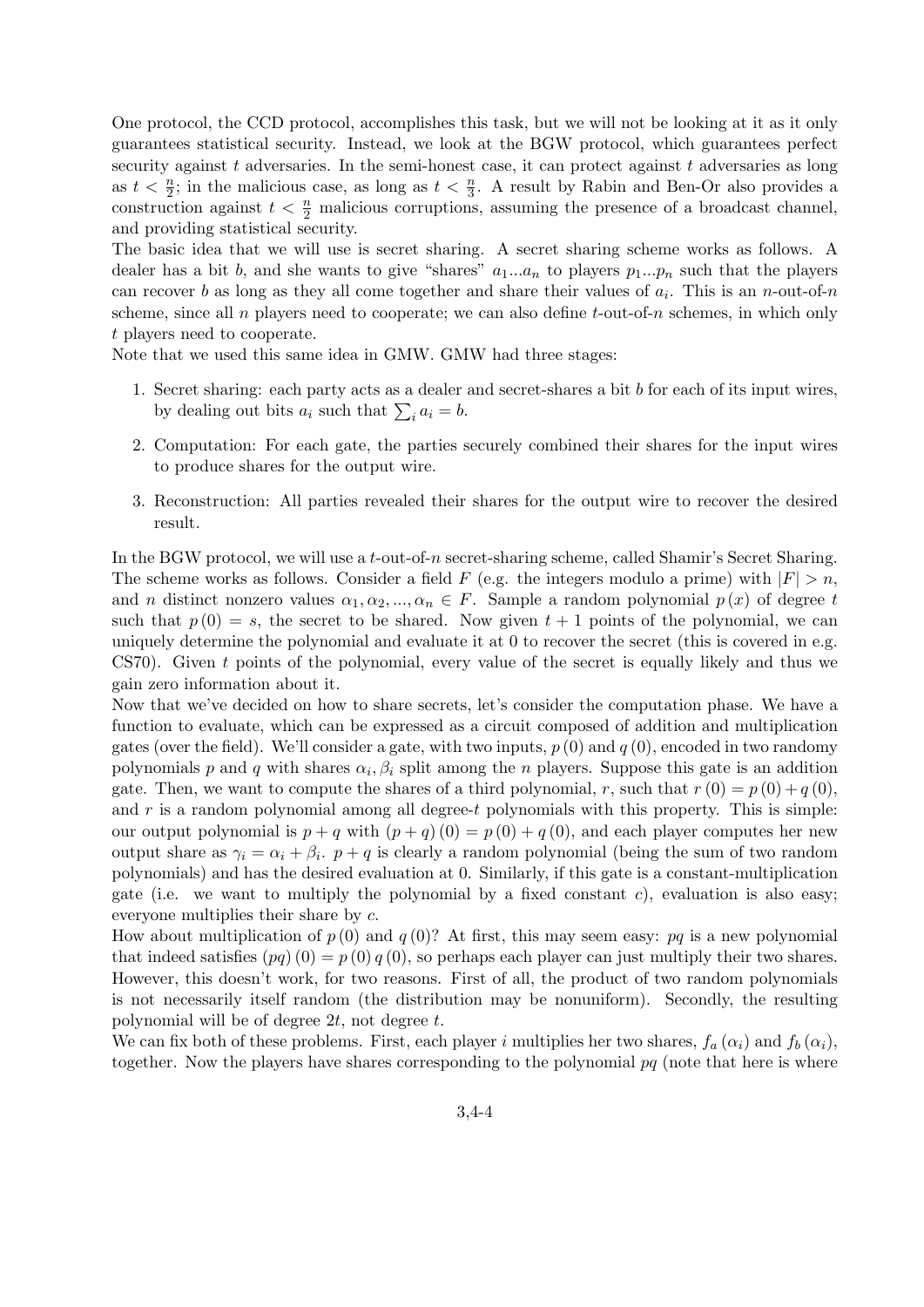One protocol, the CCD protocol, accomplishes this task, but we will not be looking at it as it only guarantees statistical security. Instead, we look at the BGW protocol, which guarantees perfect security against $t$ adversaries. In the semi-honest case, it can protect against $t$ adversaries as long as $t < \frac{n}{2}$; in the malicious case, as long as $t < \frac{n}{3}$. A result by Rabin and Ben-Or also provides a construction against $t < \frac{n}{2}$ malicious corruptions, assuming the presence of a broadcast channel, and providing statistical security.

The basic idea that we will use is secret sharing. A secret sharing scheme works as follows. A dealer has a bit $b$, and she wants to give "shares" $a_1...a_n$ to players $p_1...p_n$ such that the players can recover $b$ as long as they all come together and share their values of $a_i$. This is an $n$-out-of-$n$ scheme, since all $n$ players need to cooperate; we can also define $t$-out-of-$n$ schemes, in which only $t$ players need to cooperate.

Note that we used this same idea in GMW. GMW had three stages:

1. Secret sharing: each party acts as a dealer and secret-shares a bit $b$ for each of its input wires, by dealing out bits $a_i$ such that $\sum_i a_i = b$.
2. Computation: For each gate, the parties securely combined their shares for the input wires to produce shares for the output wire.
3. Reconstruction: All parties revealed their shares for the output wire to recover the desired result.

In the BGW protocol, we will use a $t$-out-of-$n$ secret-sharing scheme, called Shamir's Secret Sharing. The scheme works as follows. Consider a field $F$ (e.g. the integers modulo a prime) with $|F| > n$, and $n$ distinct nonzero values $\alpha_1, \alpha_2, ..., \alpha_n \in F$. Sample a random polynomial $p(x)$ of degree $t$ such that $p(0) = s$, the secret to be shared. Now given $t+1$ points of the polynomial, we can uniquely determine the polynomial and evaluate it at 0 to recover the secret (this is covered in e.g. CS70). Given $t$ points of the polynomial, every value of the secret is equally likely and thus we gain zero information about it.

Now that we've decided on how to share secrets, let's consider the computation phase. We have a function to evaluate, which can be expressed as a circuit composed of addition and multiplication gates (over the field). We'll consider a gate, with two inputs, $p(0)$ and $q(0)$, encoded in two randomy polynomials $p$ and $q$ with shares $\alpha_i, \beta_i$ split among the $n$ players. Suppose this gate is an addition gate. Then, we want to compute the shares of a third polynomial, $r$, such that $r(0) = p(0) + q(0)$, and $r$ is a random polynomial among all degree-$t$ polynomials with this property. This is simple: our output polynomial is $p + q$ with $(p+q)(0) = p(0) + q(0)$, and each player computes her new output share as $\gamma_i = \alpha_i + \beta_i$. $p + q$ is clearly a random polynomial (being the sum of two random polynomials) and has the desired evaluation at 0. Similarly, if this gate is a constant-multiplication gate (i.e. we want to multiply the polynomial by a fixed constant $c$), evaluation is also easy; everyone multiplies their share by $c$.

How about multiplication of $p(0)$ and $q(0)$? At first, this may seem easy: $pq$ is a new polynomial that indeed satisfies $(pq)(0) = p(0)q(0)$, so perhaps each player can just multiply their two shares. However, this doesn't work, for two reasons. First of all, the product of two random polynomials is not necessarily itself random (the distribution may be nonuniform). Secondly, the resulting polynomial will be of degree $2t$, not degree $t$.

We can fix both of these problems. First, each player $i$ multiplies her two shares, $f_a(\alpha_i)$ and $f_b(\alpha_i)$, together. Now the players have shares corresponding to the polynomial $pq$ (note that here is where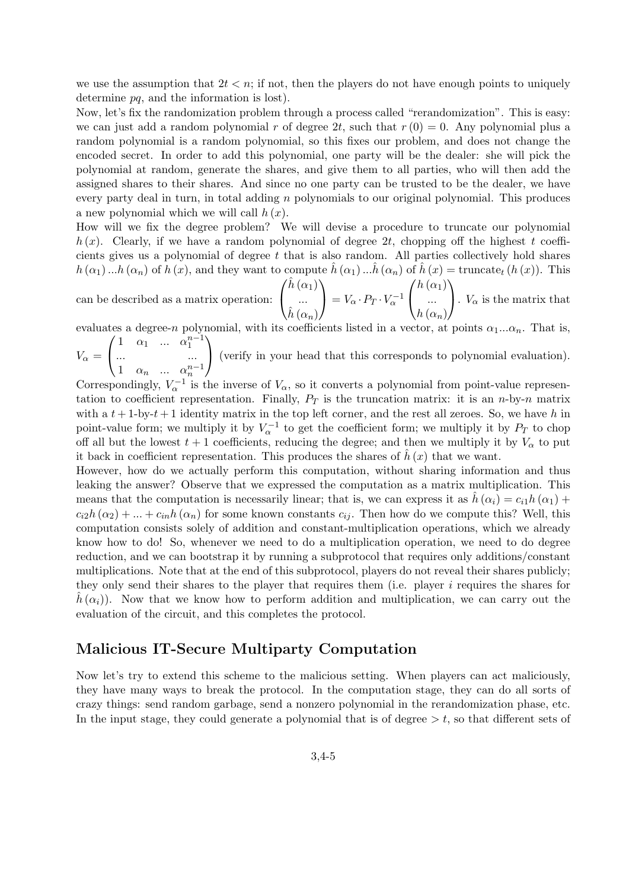we use the assumption that $2t < n$; if not, then the players do not have enough points to uniquely determine $pq$, and the information is lost).

Now, let's fix the randomization problem through a process called "rerandomization". This is easy: we can just add a random polynomial $r$ of degree $2t$, such that $r(0) = 0$. Any polynomial plus a random polynomial is a random polynomial, so this fixes our problem, and does not change the encoded secret. In order to add this polynomial, one party will be the dealer: she will pick the polynomial at random, generate the shares, and give them to all parties, who will then add the assigned shares to their shares. And since no one party can be trusted to be the dealer, we have every party deal in turn, in total adding $n$ polynomials to our original polynomial. This produces a new polynomial which we will call $h(x)$.

How will we fix the degree problem? We will devise a procedure to truncate our polynomial $h(x)$. Clearly, if we have a random polynomial of degree $2t$, chopping off the highest $t$ coefficients gives us a polynomial of degree $t$ that is also random. All parties collectively hold shares $h(\alpha_1)...h(\alpha_n)$ of $h(x)$, and they want to compute $\hat{h}(\alpha_1)...\hat{h}(\alpha_n)$ of $\hat{h}(x) = \text{truncate}_t(h(x))$. This can be described as a matrix operation: $\begin{pmatrix}\hat{h}(\alpha_1)\\ ...\\ \hat{h}(\alpha_n)\end{pmatrix} = V_\alpha \cdot P_T \cdot V_\alpha^{-1}\begin{pmatrix}h(\alpha_1)\\ ...\\ h(\alpha_n)\end{pmatrix}$. $V_\alpha$ is the matrix that evaluates a degree-$n$ polynomial, with its coefficients listed in a vector, at points $\alpha_1...\alpha_n$. That is, $V_\alpha = \begin{pmatrix}1 & \alpha_1 & ... & \alpha_1^{n-1}\\ ... & & & ...\\ 1 & \alpha_n & ... & \alpha_n^{n-1}\end{pmatrix}$ (verify in your head that this corresponds to polynomial evaluation).

Correspondingly, $V_\alpha^{-1}$ is the inverse of $V_\alpha$, so it converts a polynomial from point-value representation to coefficient representation. Finally, $P_T$ is the truncation matrix: it is an $n$-by-$n$ matrix with a $t+1$-by-$t+1$ identity matrix in the top left corner, and the rest all zeroes. So, we have $h$ in point-value form; we multiply it by $V_\alpha^{-1}$ to get the coefficient form; we multiply it by $P_T$ to chop off all but the lowest $t+1$ coefficients, reducing the degree; and then we multiply it by $V_\alpha$ to put it back in coefficient representation. This produces the shares of $\hat{h}(x)$ that we want.

However, how do we actually perform this computation, without sharing information and thus leaking the answer? Observe that we expressed the computation as a matrix multiplication. This means that the computation is necessarily linear; that is, we can express it as $\hat{h}(\alpha_i) = c_{i1}h(\alpha_1) + c_{i2}h(\alpha_2) + ... + c_{in}h(\alpha_n)$ for some known constants $c_{ij}$. Then how do we compute this? Well, this computation consists solely of addition and constant-multiplication operations, which we already know how to do! So, whenever we need to do a multiplication operation, we need to do degree reduction, and we can bootstrap it by running a subprotocol that requires only additions/constant multiplications. Note that at the end of this subprotocol, players do not reveal their shares publicly; they only send their shares to the player that requires them (i.e. player $i$ requires the shares for $\hat{h}(\alpha_i)$). Now that we know how to perform addition and multiplication, we can carry out the evaluation of the circuit, and this completes the protocol.

## Malicious IT-Secure Multiparty Computation

Now let's try to extend this scheme to the malicious setting. When players can act maliciously, they have many ways to break the protocol. In the computation stage, they can do all sorts of crazy things: send random garbage, send a nonzero polynomial in the rerandomization phase, etc. In the input stage, they could generate a polynomial that is of degree $> t$, so that different sets of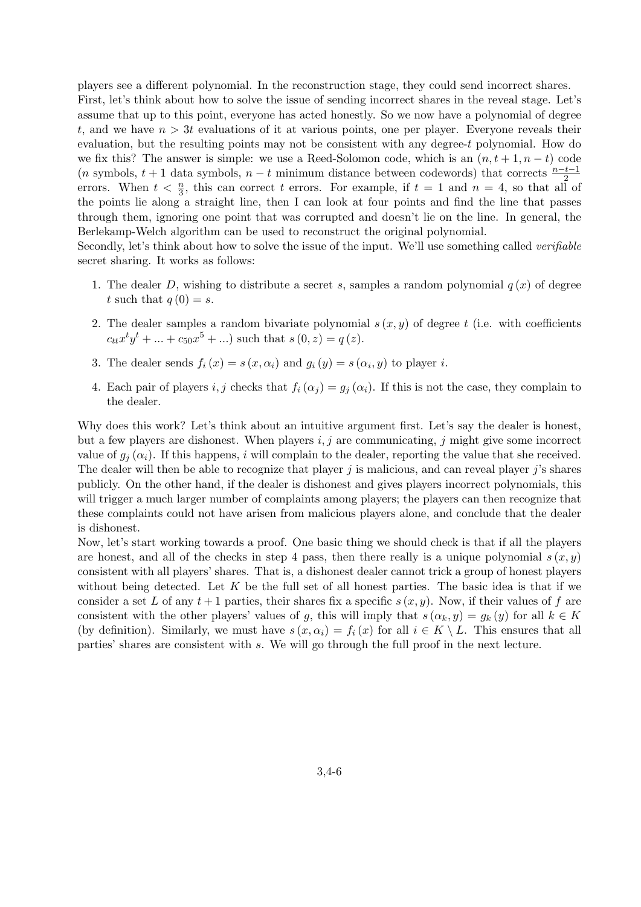players see a different polynomial. In the reconstruction stage, they could send incorrect shares.
First, let's think about how to solve the issue of sending incorrect shares in the reveal stage. Let's assume that up to this point, everyone has acted honestly. So we now have a polynomial of degree $t$, and we have $n > 3t$ evaluations of it at various points, one per player. Everyone reveals their evaluation, but the resulting points may not be consistent with any degree-$t$ polynomial. How do we fix this? The answer is simple: we use a Reed-Solomon code, which is an $(n, t+1, n-t)$ code ($n$ symbols, $t+1$ data symbols, $n-t$ minimum distance between codewords) that corrects $\frac{n-t-1}{2}$ errors. When $t < \frac{n}{3}$, this can correct $t$ errors. For example, if $t = 1$ and $n = 4$, so that all of the points lie along a straight line, then I can look at four points and find the line that passes through them, ignoring one point that was corrupted and doesn't lie on the line. In general, the Berlekamp-Welch algorithm can be used to reconstruct the original polynomial.
Secondly, let's think about how to solve the issue of the input. We'll use something called *verifiable* secret sharing. It works as follows:

1. The dealer $D$, wishing to distribute a secret $s$, samples a random polynomial $q(x)$ of degree $t$ such that $q(0) = s$.
2. The dealer samples a random bivariate polynomial $s(x, y)$ of degree $t$ (i.e. with coefficients $c_{tt}x^t y^t + \ldots + c_{50}x^5 + \ldots$) such that $s(0, z) = q(z)$.
3. The dealer sends $f_i(x) = s(x, \alpha_i)$ and $g_i(y) = s(\alpha_i, y)$ to player $i$.
4. Each pair of players $i, j$ checks that $f_i(\alpha_j) = g_j(\alpha_i)$. If this is not the case, they complain to the dealer.

Why does this work? Let's think about an intuitive argument first. Let's say the dealer is honest, but a few players are dishonest. When players $i, j$ are communicating, $j$ might give some incorrect value of $g_j(\alpha_i)$. If this happens, $i$ will complain to the dealer, reporting the value that she received. The dealer will then be able to recognize that player $j$ is malicious, and can reveal player $j$'s shares publicly. On the other hand, if the dealer is dishonest and gives players incorrect polynomials, this will trigger a much larger number of complaints among players; the players can then recognize that these complaints could not have arisen from malicious players alone, and conclude that the dealer is dishonest.
Now, let's start working towards a proof. One basic thing we should check is that if all the players are honest, and all of the checks in step 4 pass, then there really is a unique polynomial $s(x, y)$ consistent with all players' shares. That is, a dishonest dealer cannot trick a group of honest players without being detected. Let $K$ be the full set of all honest parties. The basic idea is that if we consider a set $L$ of any $t+1$ parties, their shares fix a specific $s(x, y)$. Now, if their values of $f$ are consistent with the other players' values of $g$, this will imply that $s(\alpha_k, y) = g_k(y)$ for all $k \in K$ (by definition). Similarly, we must have $s(x, \alpha_i) = f_i(x)$ for all $i \in K \setminus L$. This ensures that all parties' shares are consistent with $s$. We will go through the full proof in the next lecture.